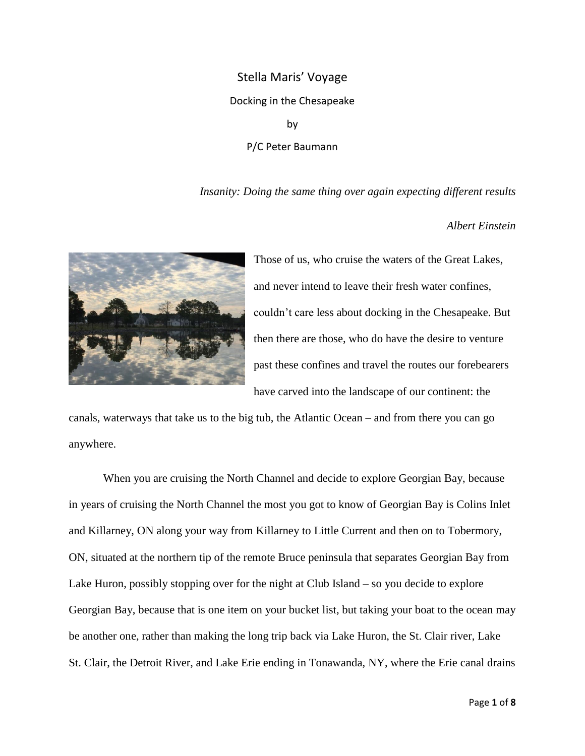# Stella Maris' Voyage

## Docking in the Chesapeake

by

P/C Peter Baumann

*Insanity: Doing the same thing over again expecting different results*

*Albert Einstein*

Those of us, who cruise the waters of the Great Lakes, and never intend to leave their fresh water confines, couldn't care less about docking in the Chesapeake. But then there are those, who do have the desire to venture past these confines and travel the routes our forebearers have carved into the landscape of our continent: the canals, waterways that take us to the big tub, the Atlantic Ocean – and from there you can go anywhere.

When you are cruising the North Channel and decide to explore Georgian Bay, because in years of cruising the North Channel the most you got to know of Georgian Bay is Colins Inlet and Killarney, ON along your way from Killarney to Little Current and then on to Tobermory, ON, situated at the northern tip of the remote Bruce peninsula that separates Georgian Bay from Lake Huron, possibly stopping over for the night at Club Island – so you decide to explore Georgian Bay, because that is one item on your bucket list, but taking your boat to the ocean may be another one, rather than making the long trip back via Lake Huron, the St. Clair river, Lake St. Clair, the Detroit River, and Lake Erie ending in Tonawanda, NY, where the Erie canal drains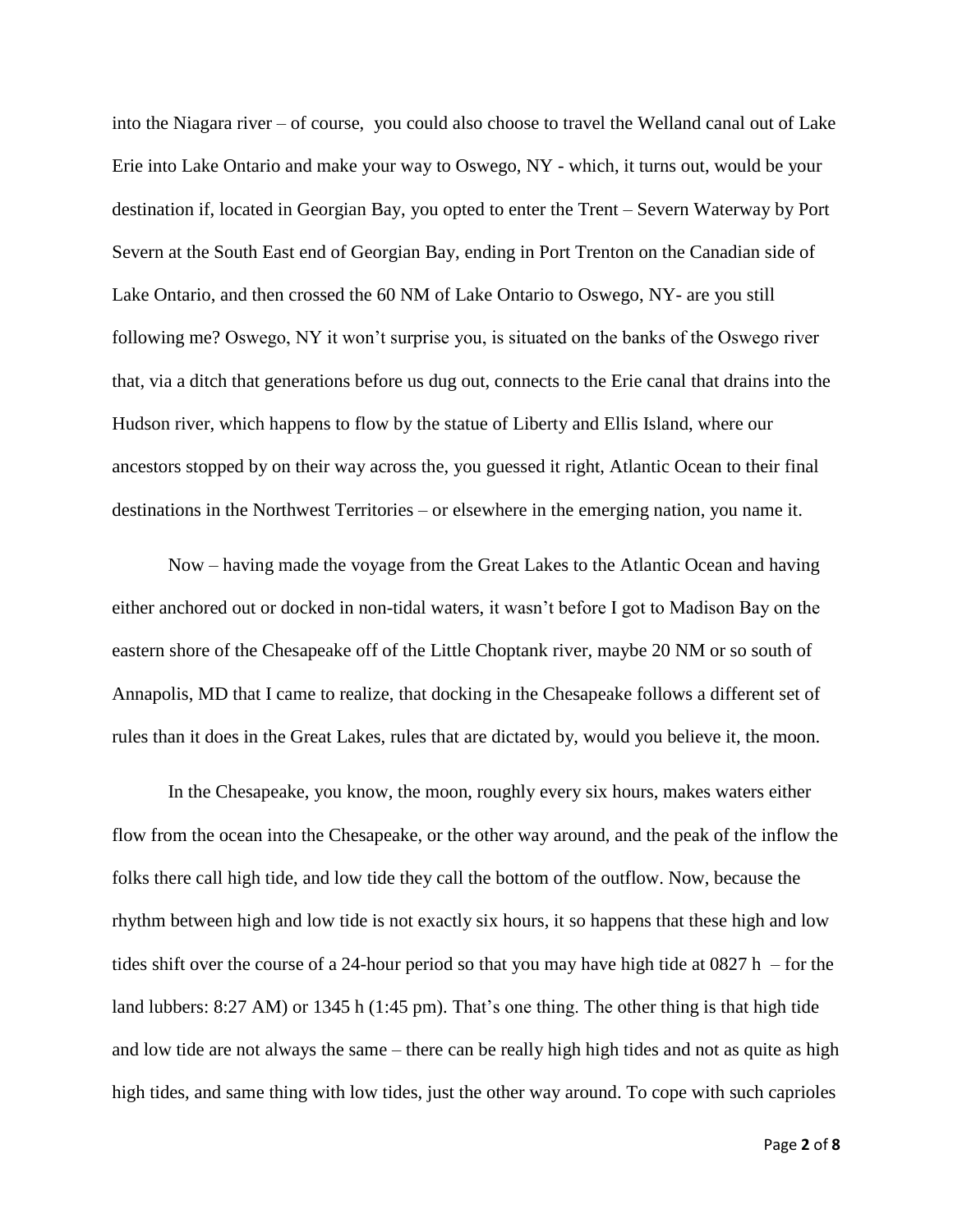into the Niagara river – of course,  you could also choose to travel the Welland canal out of Lake Erie into Lake Ontario and make your way to Oswego, NY - which, it turns out, would be your destination if, located in Georgian Bay, you opted to enter the Trent – Severn Waterway by Port Severn at the South East end of Georgian Bay, ending in Port Trenton on the Canadian side of Lake Ontario, and then crossed the 60 NM of Lake Ontario to Oswego, NY- are you still following me? Oswego, NY it won't surprise you, is situated on the banks of the Oswego river that, via a ditch that generations before us dug out, connects to the Erie canal that drains into the Hudson river, which happens to flow by the statue of Liberty and Ellis Island, where our ancestors stopped by on their way across the, you guessed it right, Atlantic Ocean to their final destinations in the Northwest Territories – or elsewhere in the emerging nation, you name it.

Now – having made the voyage from the Great Lakes to the Atlantic Ocean and having either anchored out or docked in non-tidal waters, it wasn't before I got to Madison Bay on the eastern shore of the Chesapeake off of the Little Choptank river, maybe 20 NM or so south of Annapolis, MD that I came to realize, that docking in the Chesapeake follows a different set of rules than it does in the Great Lakes, rules that are dictated by, would you believe it, the moon.

In the Chesapeake, you know, the moon, roughly every six hours, makes waters either flow from the ocean into the Chesapeake, or the other way around, and the peak of the inflow the folks there call high tide, and low tide they call the bottom of the outflow. Now, because the rhythm between high and low tide is not exactly six hours, it so happens that these high and low tides shift over the course of a 24-hour period so that you may have high tide at 0827 h  – for the land lubbers: 8:27 AM) or 1345 h (1:45 pm). That's one thing. The other thing is that high tide and low tide are not always the same – there can be really high high tides and not as quite as high high tides, and same thing with low tides, just the other way around. To cope with such caprioles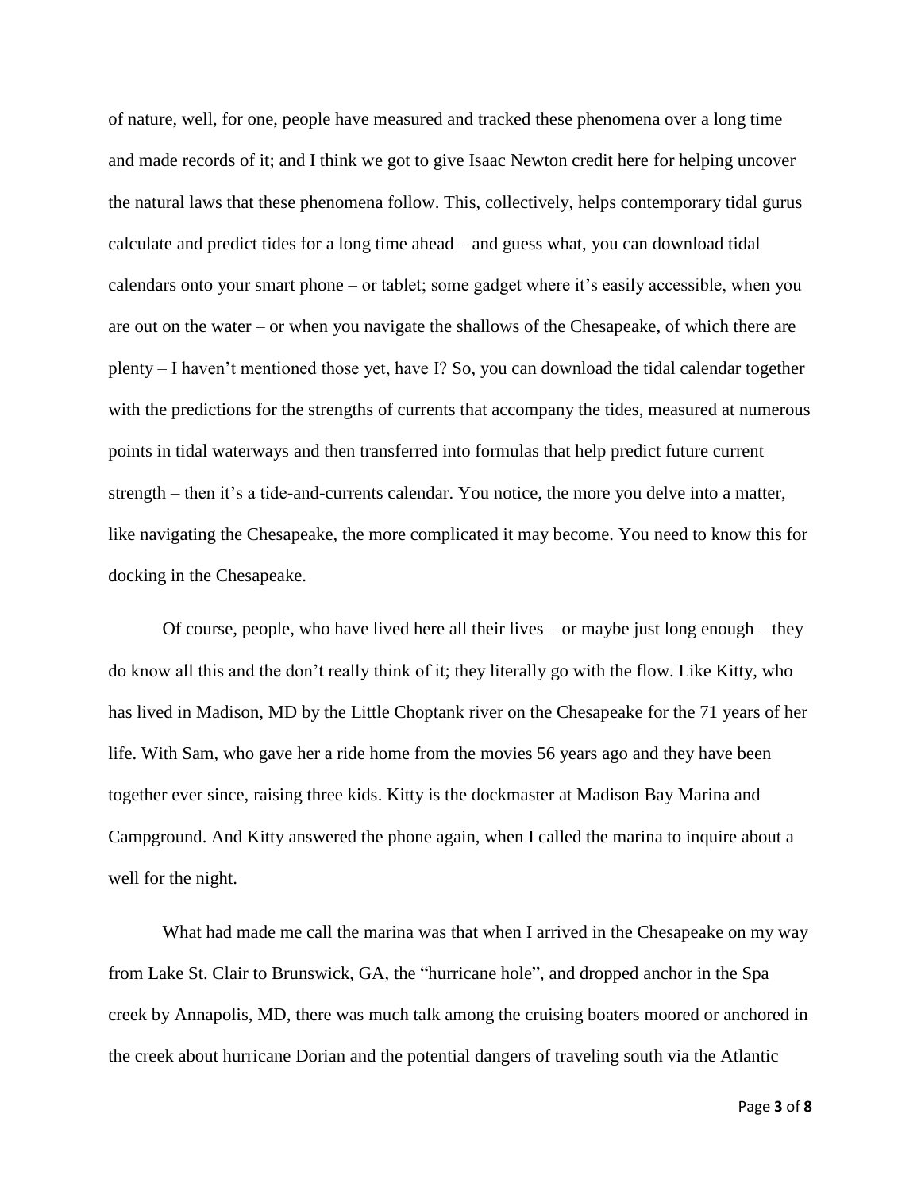of nature, well, for one, people have measured and tracked these phenomena over a long time and made records of it; and I think we got to give Isaac Newton credit here for helping uncover the natural laws that these phenomena follow. This, collectively, helps contemporary tidal gurus calculate and predict tides for a long time ahead – and guess what, you can download tidal calendars onto your smart phone – or tablet; some gadget where it's easily accessible, when you are out on the water – or when you navigate the shallows of the Chesapeake, of which there are plenty – I haven't mentioned those yet, have I? So, you can download the tidal calendar together with the predictions for the strengths of currents that accompany the tides, measured at numerous points in tidal waterways and then transferred into formulas that help predict future current strength – then it's a tide-and-currents calendar. You notice, the more you delve into a matter, like navigating the Chesapeake, the more complicated it may become. You need to know this for docking in the Chesapeake.

Of course, people, who have lived here all their lives – or maybe just long enough – they do know all this and the don't really think of it; they literally go with the flow. Like Kitty, who has lived in Madison, MD by the Little Choptank river on the Chesapeake for the 71 years of her life. With Sam, who gave her a ride home from the movies 56 years ago and they have been together ever since, raising three kids. Kitty is the dockmaster at Madison Bay Marina and Campground. And Kitty answered the phone again, when I called the marina to inquire about a well for the night.

What had made me call the marina was that when I arrived in the Chesapeake on my way from Lake St. Clair to Brunswick, GA, the "hurricane hole", and dropped anchor in the Spa creek by Annapolis, MD, there was much talk among the cruising boaters moored or anchored in the creek about hurricane Dorian and the potential dangers of traveling south via the Atlantic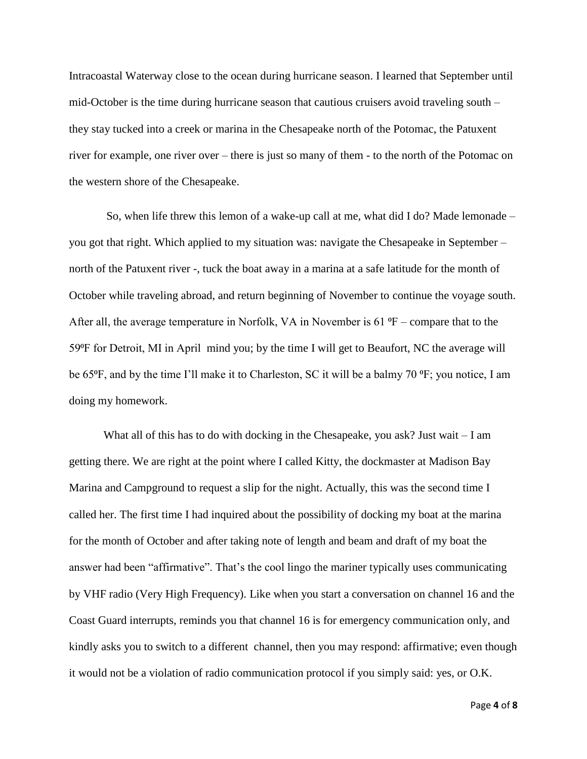Intracoastal Waterway close to the ocean during hurricane season. I learned that September until mid-October is the time during hurricane season that cautious cruisers avoid traveling south – they stay tucked into a creek or marina in the Chesapeake north of the Potomac, the Patuxent river for example, one river over – there is just so many of them - to the north of the Potomac on the western shore of the Chesapeake.

So, when life threw this lemon of a wake-up call at me, what did I do? Made lemonade – you got that right. Which applied to my situation was: navigate the Chesapeake in September – north of the Patuxent river -, tuck the boat away in a marina at a safe latitude for the month of October while traveling abroad, and return beginning of November to continue the voyage south. After all, the average temperature in Norfolk, VA in November is 61 ºF – compare that to the 59ºF for Detroit, MI in April mind you; by the time I will get to Beaufort, NC the average will be 65ºF, and by the time I'll make it to Charleston, SC it will be a balmy 70 ºF; you notice, I am doing my homework.

What all of this has to do with docking in the Chesapeake, you ask? Just wait – I am getting there. We are right at the point where I called Kitty, the dockmaster at Madison Bay Marina and Campground to request a slip for the night. Actually, this was the second time I called her. The first time I had inquired about the possibility of docking my boat at the marina for the month of October and after taking note of length and beam and draft of my boat the answer had been "affirmative". That's the cool lingo the mariner typically uses communicating by VHF radio (Very High Frequency). Like when you start a conversation on channel 16 and the Coast Guard interrupts, reminds you that channel 16 is for emergency communication only, and kindly asks you to switch to a different channel, then you may respond: affirmative; even though it would not be a violation of radio communication protocol if you simply said: yes, or O.K.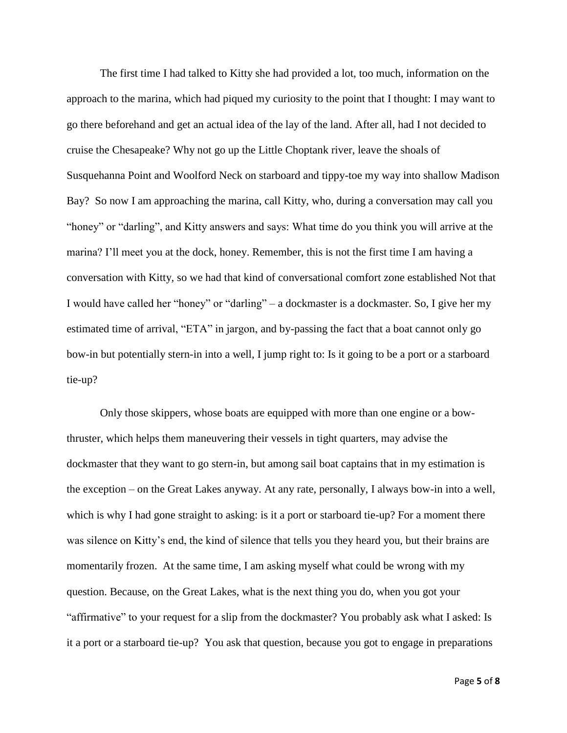The first time I had talked to Kitty she had provided a lot, too much, information on the approach to the marina, which had piqued my curiosity to the point that I thought: I may want to go there beforehand and get an actual idea of the lay of the land. After all, had I not decided to cruise the Chesapeake? Why not go up the Little Choptank river, leave the shoals of Susquehanna Point and Woolford Neck on starboard and tippy-toe my way into shallow Madison Bay? So now I am approaching the marina, call Kitty, who, during a conversation may call you "honey" or "darling", and Kitty answers and says: What time do you think you will arrive at the marina? I'll meet you at the dock, honey. Remember, this is not the first time I am having a conversation with Kitty, so we had that kind of conversational comfort zone established Not that I would have called her "honey" or "darling" – a dockmaster is a dockmaster. So, I give her my estimated time of arrival, "ETA" in jargon, and by-passing the fact that a boat cannot only go bow-in but potentially stern-in into a well, I jump right to: Is it going to be a port or a starboard tie-up?

Only those skippers, whose boats are equipped with more than one engine or a bow-thruster, which helps them maneuvering their vessels in tight quarters, may advise the dockmaster that they want to go stern-in, but among sail boat captains that in my estimation is the exception – on the Great Lakes anyway. At any rate, personally, I always bow-in into a well, which is why I had gone straight to asking: is it a port or starboard tie-up? For a moment there was silence on Kitty's end, the kind of silence that tells you they heard you, but their brains are momentarily frozen. At the same time, I am asking myself what could be wrong with my question. Because, on the Great Lakes, what is the next thing you do, when you got your "affirmative" to your request for a slip from the dockmaster? You probably ask what I asked: Is it a port or a starboard tie-up? You ask that question, because you got to engage in preparations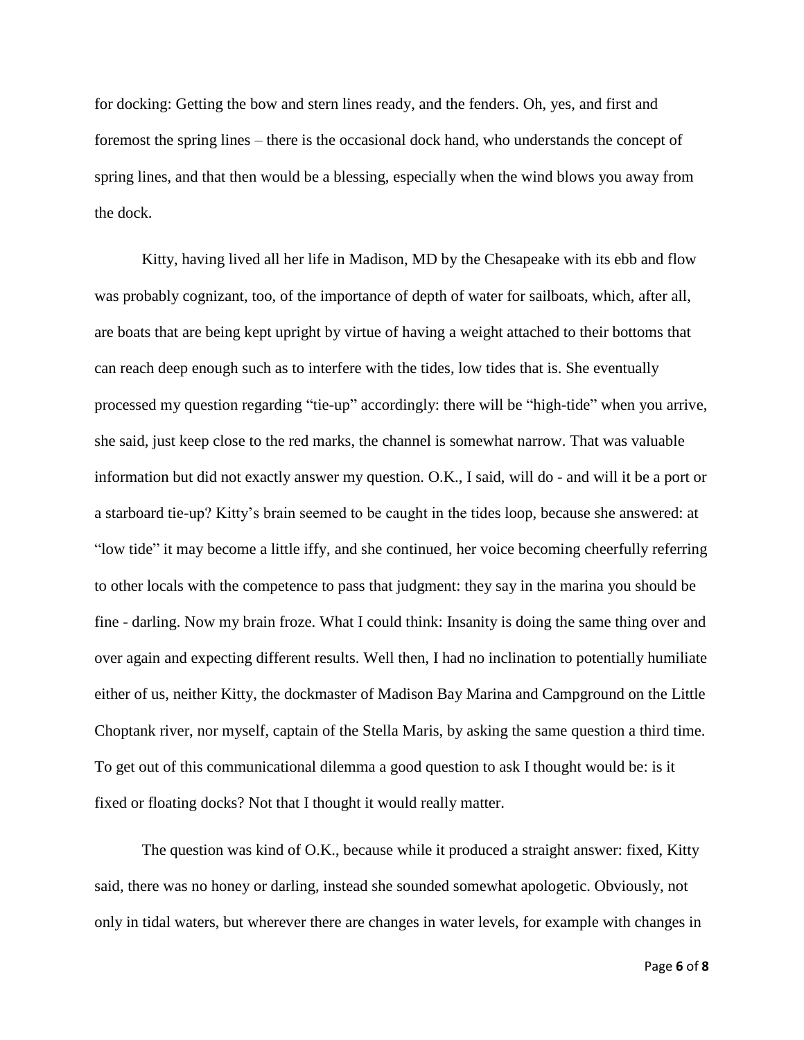for docking: Getting the bow and stern lines ready, and the fenders. Oh, yes, and first and foremost the spring lines – there is the occasional dock hand, who understands the concept of spring lines, and that then would be a blessing, especially when the wind blows you away from the dock.

Kitty, having lived all her life in Madison, MD by the Chesapeake with its ebb and flow was probably cognizant, too, of the importance of depth of water for sailboats, which, after all, are boats that are being kept upright by virtue of having a weight attached to their bottoms that can reach deep enough such as to interfere with the tides, low tides that is. She eventually processed my question regarding "tie-up" accordingly: there will be "high-tide" when you arrive, she said, just keep close to the red marks, the channel is somewhat narrow. That was valuable information but did not exactly answer my question. O.K., I said, will do - and will it be a port or a starboard tie-up? Kitty's brain seemed to be caught in the tides loop, because she answered: at "low tide" it may become a little iffy, and she continued, her voice becoming cheerfully referring to other locals with the competence to pass that judgment: they say in the marina you should be fine - darling. Now my brain froze. What I could think: Insanity is doing the same thing over and over again and expecting different results. Well then, I had no inclination to potentially humiliate either of us, neither Kitty, the dockmaster of Madison Bay Marina and Campground on the Little Choptank river, nor myself, captain of the Stella Maris, by asking the same question a third time. To get out of this communicational dilemma a good question to ask I thought would be: is it fixed or floating docks? Not that I thought it would really matter.

The question was kind of O.K., because while it produced a straight answer: fixed, Kitty said, there was no honey or darling, instead she sounded somewhat apologetic. Obviously, not only in tidal waters, but wherever there are changes in water levels, for example with changes in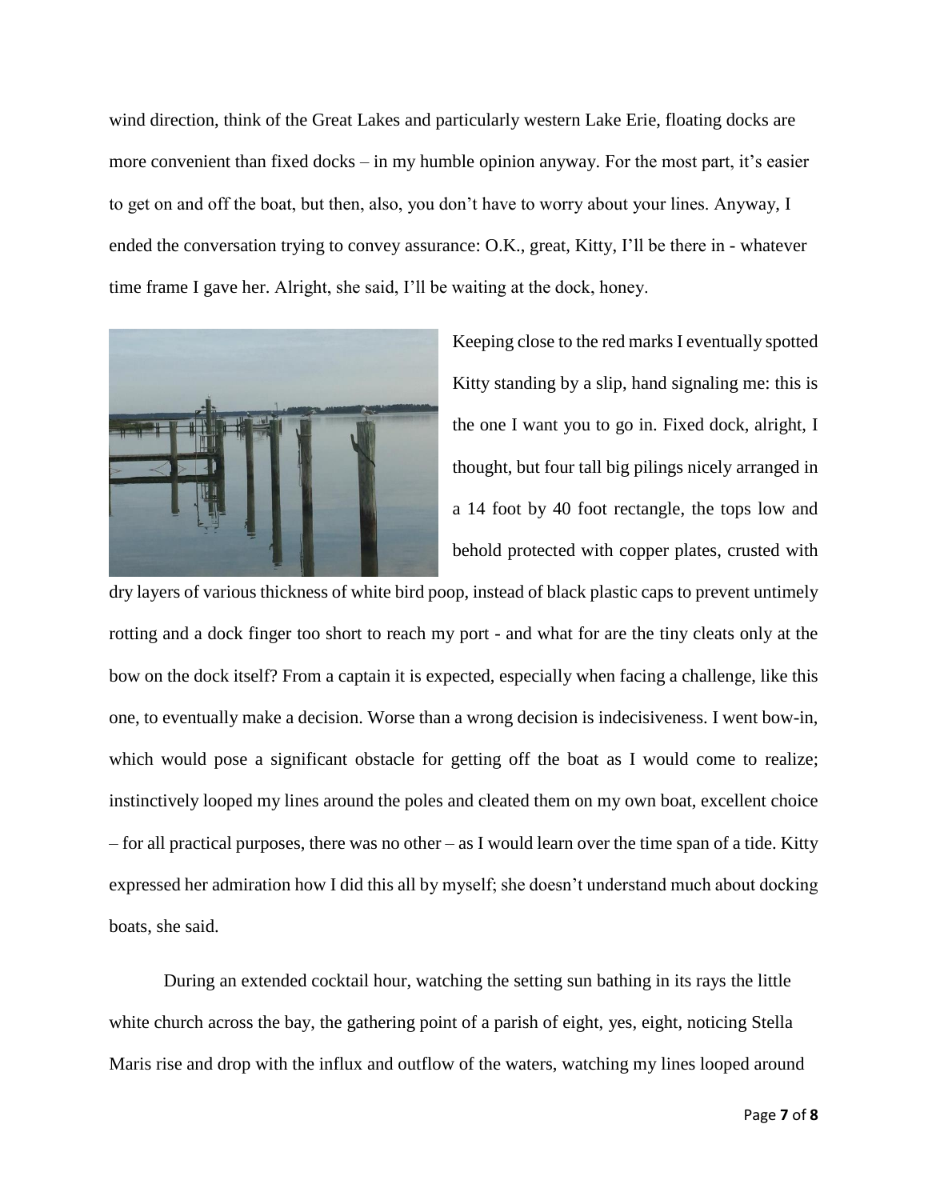wind direction, think of the Great Lakes and particularly western Lake Erie, floating docks are more convenient than fixed docks – in my humble opinion anyway. For the most part, it's easier to get on and off the boat, but then, also, you don't have to worry about your lines. Anyway, I ended the conversation trying to convey assurance: O.K., great, Kitty, I'll be there in - whatever time frame I gave her. Alright, she said, I'll be waiting at the dock, honey.

Keeping close to the red marks I eventually spotted Kitty standing by a slip, hand signaling me: this is the one I want you to go in. Fixed dock, alright, I thought, but four tall big pilings nicely arranged in a 14 foot by 40 foot rectangle, the tops low and behold protected with copper plates, crusted with dry layers of various thickness of white bird poop, instead of black plastic caps to prevent untimely rotting and a dock finger too short to reach my port - and what for are the tiny cleats only at the bow on the dock itself? From a captain it is expected, especially when facing a challenge, like this one, to eventually make a decision. Worse than a wrong decision is indecisiveness. I went bow-in, which would pose a significant obstacle for getting off the boat as I would come to realize; instinctively looped my lines around the poles and cleated them on my own boat, excellent choice – for all practical purposes, there was no other – as I would learn over the time span of a tide. Kitty expressed her admiration how I did this all by myself; she doesn't understand much about docking boats, she said.

During an extended cocktail hour, watching the setting sun bathing in its rays the little white church across the bay, the gathering point of a parish of eight, yes, eight, noticing Stella Maris rise and drop with the influx and outflow of the waters, watching my lines looped around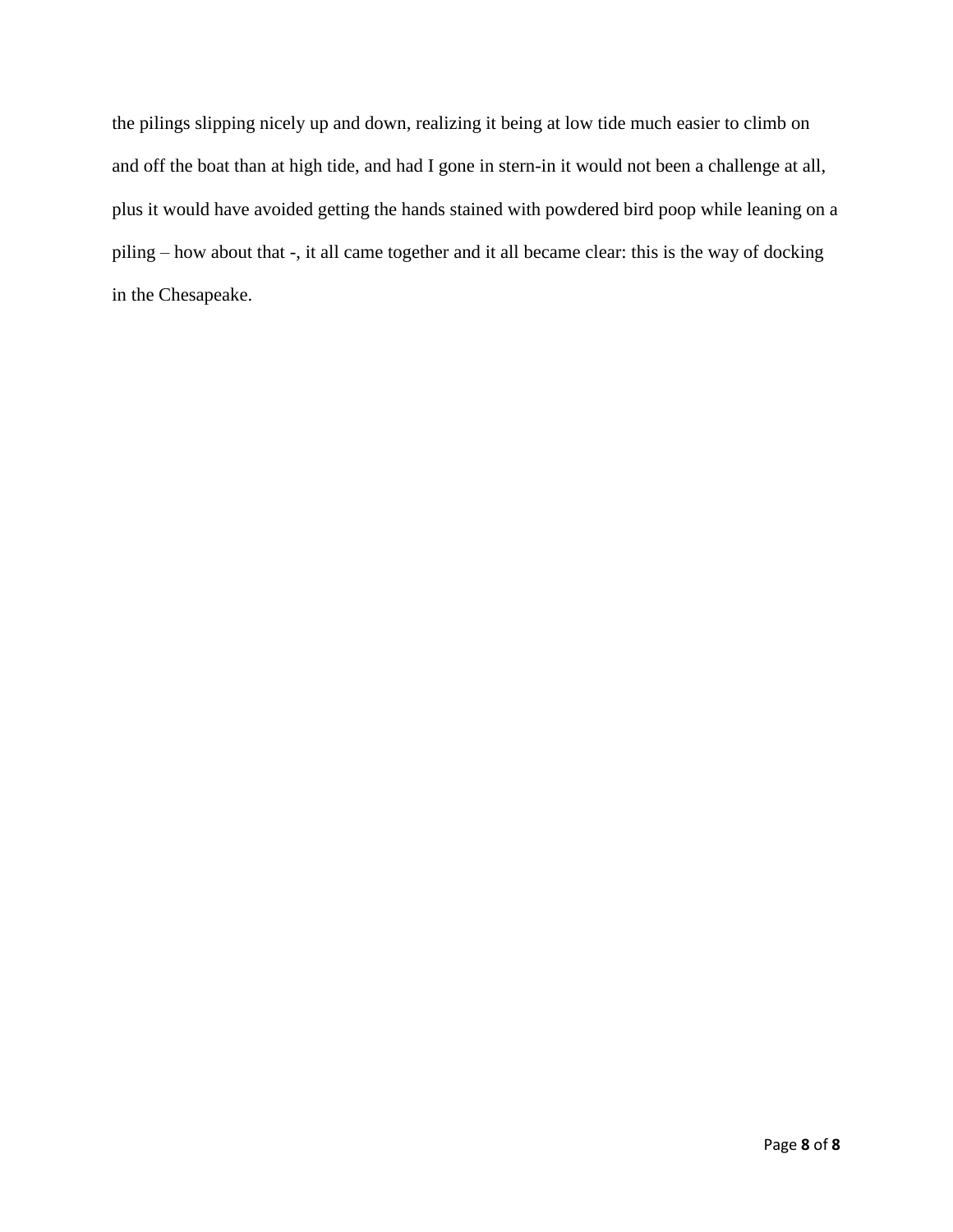the pilings slipping nicely up and down, realizing it being at low tide much easier to climb on and off the boat than at high tide, and had I gone in stern-in it would not been a challenge at all, plus it would have avoided getting the hands stained with powdered bird poop while leaning on a piling – how about that -, it all came together and it all became clear: this is the way of docking in the Chesapeake.